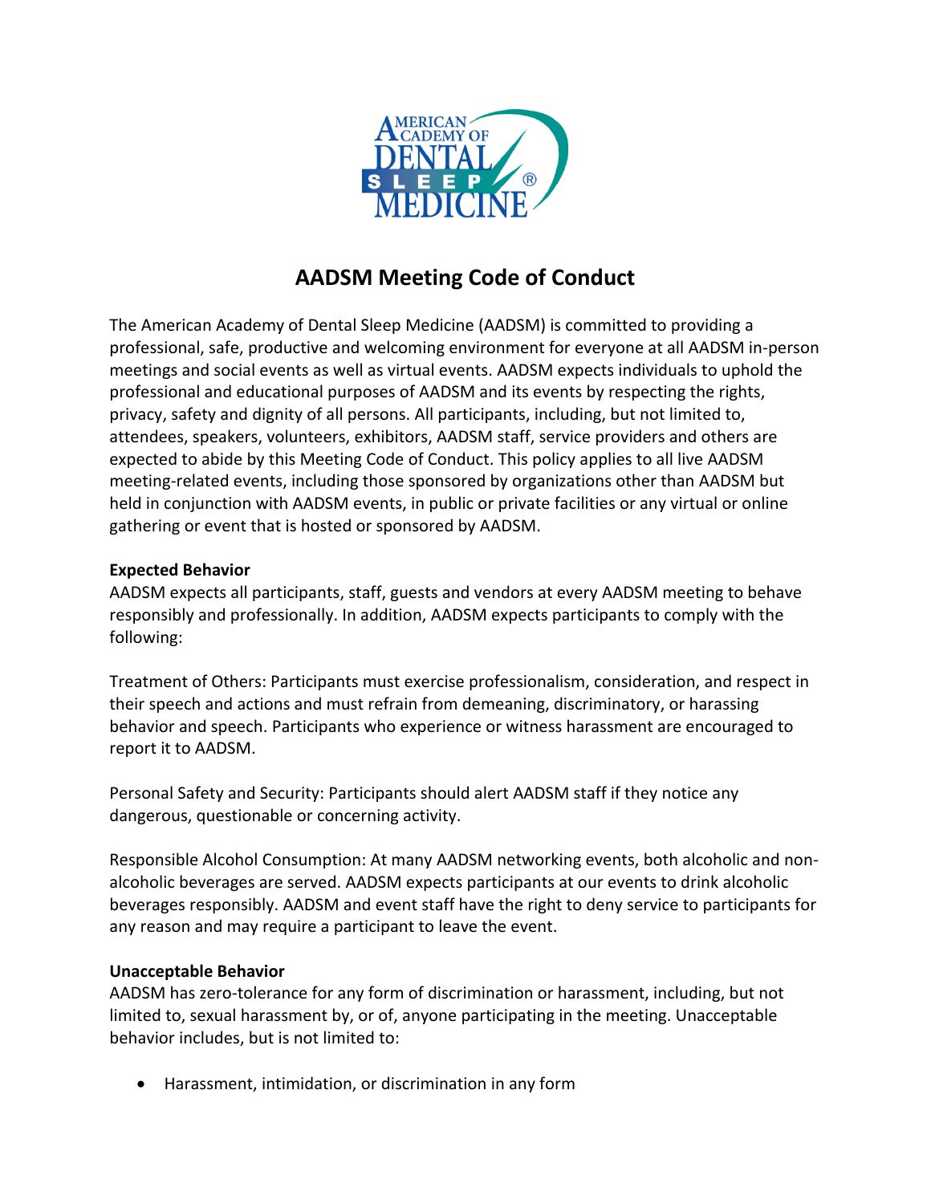# AADSM Meeting Code of Conduct

The American Academy of Dental Sleep Medicine (AADSM) is committed to providing a professional, safe, productive and welcoming environment for everyone at all AADSM in-person meetings and social events as well as virtual events. AADSM expects individuals to uphold the professional and educational purposes of AADSM and its events by respecting the rights, privacy, safety and dignity of all persons. All participants, including, but not limited to, attendees, speakers, volunteers, exhibitors, AADSM staff, service providers and others are expected to abide by this Meeting Code of Conduct. This policy applies to all live AADSM meeting-related events, including those sponsored by organizations other than AADSM but held in conjunction with AADSM events, in public or private facilities or any virtual or online gathering or event that is hosted or sponsored by AADSM.

**Expected Behavior**

AADSM expects all participants, staff, guests and vendors at every AADSM meeting to behave responsibly and professionally. In addition, AADSM expects participants to comply with the following:

Treatment of Others: Participants must exercise professionalism, consideration, and respect in their speech and actions and must refrain from demeaning, discriminatory, or harassing behavior and speech. Participants who experience or witness harassment are encouraged to report it to AADSM.

Personal Safety and Security: Participants should alert AADSM staff if they notice any dangerous, questionable or concerning activity.

Responsible Alcohol Consumption: At many AADSM networking events, both alcoholic and non-alcoholic beverages are served. AADSM expects participants at our events to drink alcoholic beverages responsibly. AADSM and event staff have the right to deny service to participants for any reason and may require a participant to leave the event.

**Unacceptable Behavior**

AADSM has zero-tolerance for any form of discrimination or harassment, including, but not limited to, sexual harassment by, or of, anyone participating in the meeting. Unacceptable behavior includes, but is not limited to:

- Harassment, intimidation, or discrimination in any form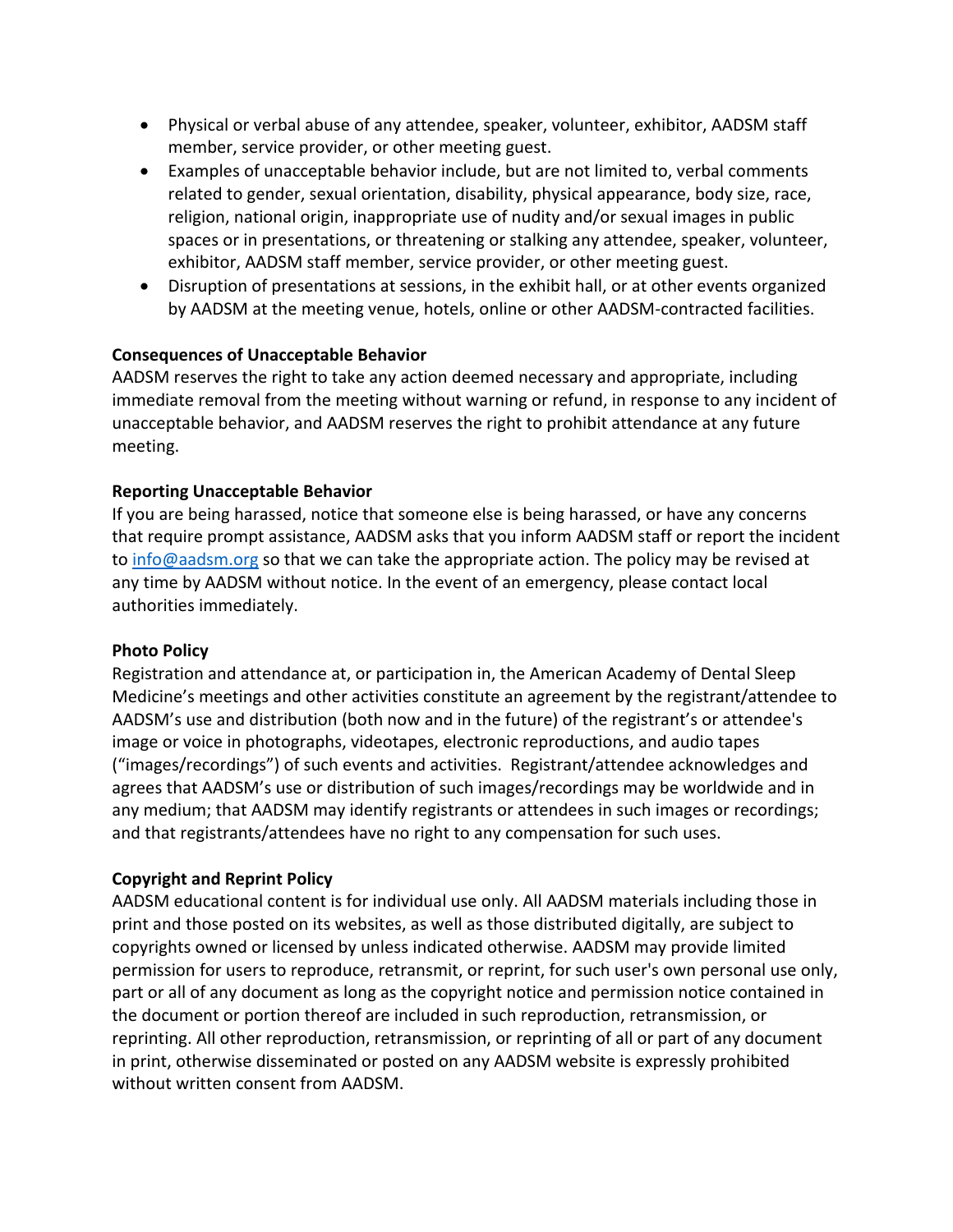- Physical or verbal abuse of any attendee, speaker, volunteer, exhibitor, AADSM staff member, service provider, or other meeting guest.
- Examples of unacceptable behavior include, but are not limited to, verbal comments related to gender, sexual orientation, disability, physical appearance, body size, race, religion, national origin, inappropriate use of nudity and/or sexual images in public spaces or in presentations, or threatening or stalking any attendee, speaker, volunteer, exhibitor, AADSM staff member, service provider, or other meeting guest.
- Disruption of presentations at sessions, in the exhibit hall, or at other events organized by AADSM at the meeting venue, hotels, online or other AADSM-contracted facilities.

**Consequences of Unacceptable Behavior**

AADSM reserves the right to take any action deemed necessary and appropriate, including immediate removal from the meeting without warning or refund, in response to any incident of unacceptable behavior, and AADSM reserves the right to prohibit attendance at any future meeting.

**Reporting Unacceptable Behavior**

If you are being harassed, notice that someone else is being harassed, or have any concerns that require prompt assistance, AADSM asks that you inform AADSM staff or report the incident to info@aadsm.org so that we can take the appropriate action. The policy may be revised at any time by AADSM without notice. In the event of an emergency, please contact local authorities immediately.

**Photo Policy**

Registration and attendance at, or participation in, the American Academy of Dental Sleep Medicine's meetings and other activities constitute an agreement by the registrant/attendee to AADSM's use and distribution (both now and in the future) of the registrant's or attendee's image or voice in photographs, videotapes, electronic reproductions, and audio tapes ("images/recordings") of such events and activities. Registrant/attendee acknowledges and agrees that AADSM's use or distribution of such images/recordings may be worldwide and in any medium; that AADSM may identify registrants or attendees in such images or recordings; and that registrants/attendees have no right to any compensation for such uses.

**Copyright and Reprint Policy**

AADSM educational content is for individual use only. All AADSM materials including those in print and those posted on its websites, as well as those distributed digitally, are subject to copyrights owned or licensed by unless indicated otherwise. AADSM may provide limited permission for users to reproduce, retransmit, or reprint, for such user's own personal use only, part or all of any document as long as the copyright notice and permission notice contained in the document or portion thereof are included in such reproduction, retransmission, or reprinting. All other reproduction, retransmission, or reprinting of all or part of any document in print, otherwise disseminated or posted on any AADSM website is expressly prohibited without written consent from AADSM.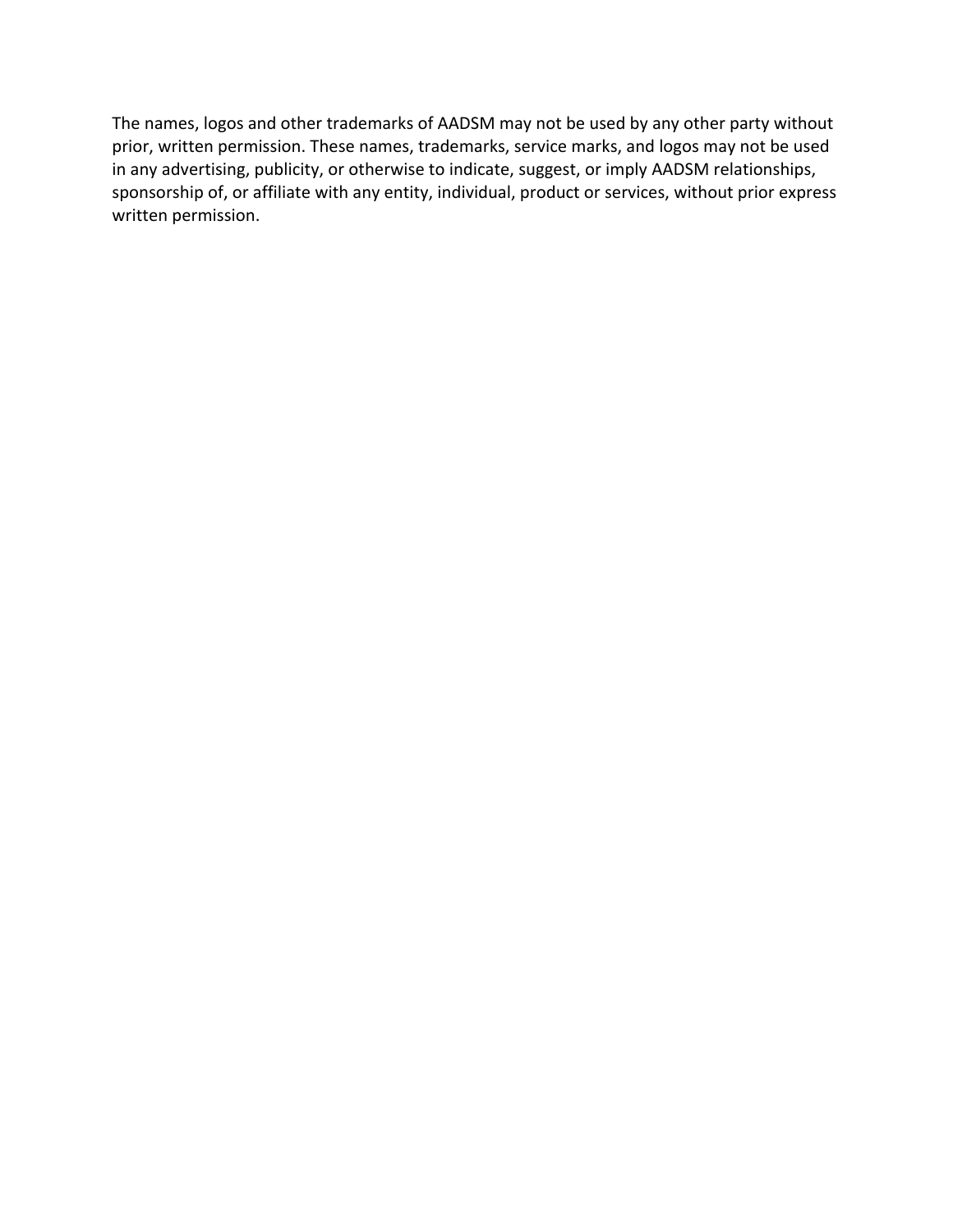The names, logos and other trademarks of AADSM may not be used by any other party without prior, written permission. These names, trademarks, service marks, and logos may not be used in any advertising, publicity, or otherwise to indicate, suggest, or imply AADSM relationships, sponsorship of, or affiliate with any entity, individual, product or services, without prior express written permission.